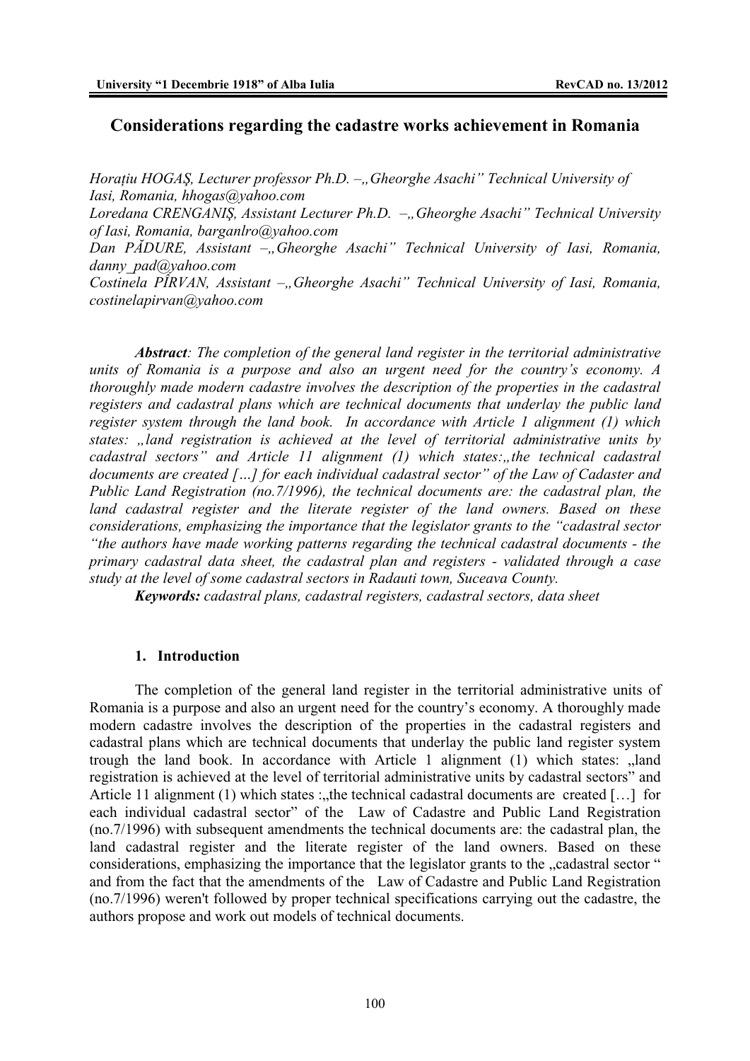# Considerations regarding the cadastre works achievement in Romania

*Horațiu HOGAŞ, Lecturer professor Ph.D. –„Gheorghe Asachi" Technical University of Iasi, Romania, hhogas@yahoo.com*
*Loredana CRENGANIŞ, Assistant Lecturer Ph.D. –„Gheorghe Asachi" Technical University of Iasi, Romania, barganlro@yahoo.com*
*Dan PĂDURE, Assistant –„Gheorghe Asachi" Technical University of Iasi, Romania, danny_pad@yahoo.com*
*Costinela PÎRVAN, Assistant –„Gheorghe Asachi" Technical University of Iasi, Romania, costinelapirvan@yahoo.com*

***Abstract**: The completion of the general land register in the territorial administrative units of Romania is a purpose and also an urgent need for the country's economy. A thoroughly made modern cadastre involves the description of the properties in the cadastral registers and cadastral plans which are technical documents that underlay the public land register system through the land book. In accordance with Article 1 alignment (1) which states: „land registration is achieved at the level of territorial administrative units by cadastral sectors" and Article 11 alignment (1) which states:„the technical cadastral documents are created […] for each individual cadastral sector" of the Law of Cadaster and Public Land Registration (no.7/1996), the technical documents are: the cadastral plan, the land cadastral register and the literate register of the land owners. Based on these considerations, emphasizing the importance that the legislator grants to the "cadastral sector "the authors have made working patterns regarding the technical cadastral documents - the primary cadastral data sheet, the cadastral plan and registers - validated through a case study at the level of some cadastral sectors in Radauti town, Suceava County.*

***Keywords:** cadastral plans, cadastral registers, cadastral sectors, data sheet*

## 1. Introduction

The completion of the general land register in the territorial administrative units of Romania is a purpose and also an urgent need for the country's economy. A thoroughly made modern cadastre involves the description of the properties in the cadastral registers and cadastral plans which are technical documents that underlay the public land register system trough the land book. In accordance with Article 1 alignment (1) which states: „land registration is achieved at the level of territorial administrative units by cadastral sectors" and Article 11 alignment (1) which states :„the technical cadastral documents are created […] for each individual cadastral sector" of the Law of Cadastre and Public Land Registration (no.7/1996) with subsequent amendments the technical documents are: the cadastral plan, the land cadastral register and the literate register of the land owners. Based on these considerations, emphasizing the importance that the legislator grants to the „cadastral sector " and from the fact that the amendments of the Law of Cadastre and Public Land Registration (no.7/1996) weren't followed by proper technical specifications carrying out the cadastre, the authors propose and work out models of technical documents.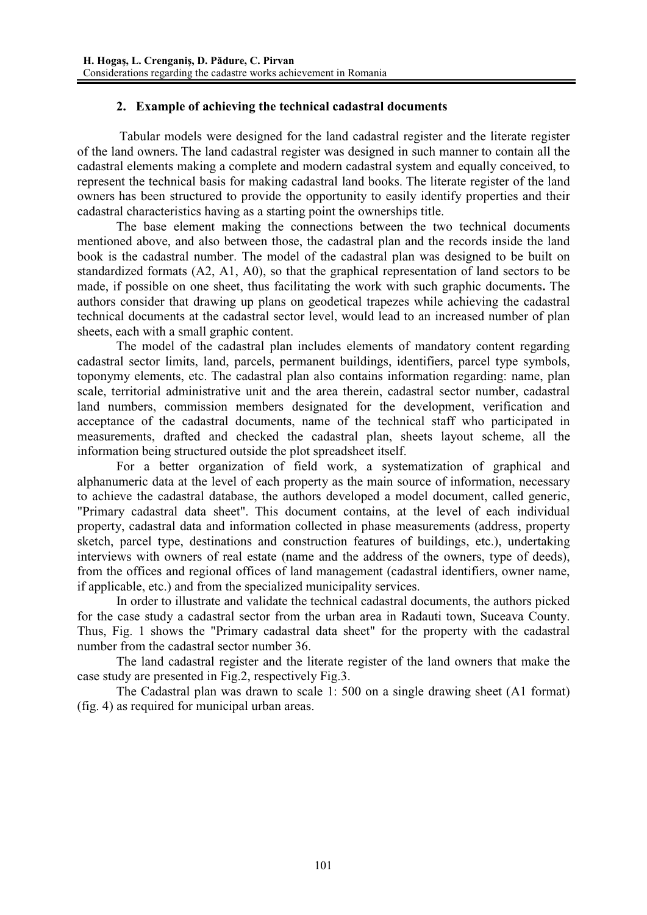## 2. Example of achieving the technical cadastral documents

Tabular models were designed for the land cadastral register and the literate register of the land owners. The land cadastral register was designed in such manner to contain all the cadastral elements making a complete and modern cadastral system and equally conceived, to represent the technical basis for making cadastral land books. The literate register of the land owners has been structured to provide the opportunity to easily identify properties and their cadastral characteristics having as a starting point the ownerships title.

The base element making the connections between the two technical documents mentioned above, and also between those, the cadastral plan and the records inside the land book is the cadastral number. The model of the cadastral plan was designed to be built on standardized formats (A2, A1, A0), so that the graphical representation of land sectors to be made, if possible on one sheet, thus facilitating the work with such graphic documents**.** The authors consider that drawing up plans on geodetical trapezes while achieving the cadastral technical documents at the cadastral sector level, would lead to an increased number of plan sheets, each with a small graphic content.

The model of the cadastral plan includes elements of mandatory content regarding cadastral sector limits, land, parcels, permanent buildings, identifiers, parcel type symbols, toponymy elements, etc. The cadastral plan also contains information regarding: name, plan scale, territorial administrative unit and the area therein, cadastral sector number, cadastral land numbers, commission members designated for the development, verification and acceptance of the cadastral documents, name of the technical staff who participated in measurements, drafted and checked the cadastral plan, sheets layout scheme, all the information being structured outside the plot spreadsheet itself.

For a better organization of field work, a systematization of graphical and alphanumeric data at the level of each property as the main source of information, necessary to achieve the cadastral database, the authors developed a model document, called generic, "Primary cadastral data sheet". This document contains, at the level of each individual property, cadastral data and information collected in phase measurements (address, property sketch, parcel type, destinations and construction features of buildings, etc.), undertaking interviews with owners of real estate (name and the address of the owners, type of deeds), from the offices and regional offices of land management (cadastral identifiers, owner name, if applicable, etc.) and from the specialized municipality services.

In order to illustrate and validate the technical cadastral documents, the authors picked for the case study a cadastral sector from the urban area in Radauti town, Suceava County. Thus, Fig. 1 shows the "Primary cadastral data sheet" for the property with the cadastral number from the cadastral sector number 36.

The land cadastral register and the literate register of the land owners that make the case study are presented in Fig.2, respectively Fig.3.

The Cadastral plan was drawn to scale 1: 500 on a single drawing sheet (A1 format) (fig. 4) as required for municipal urban areas.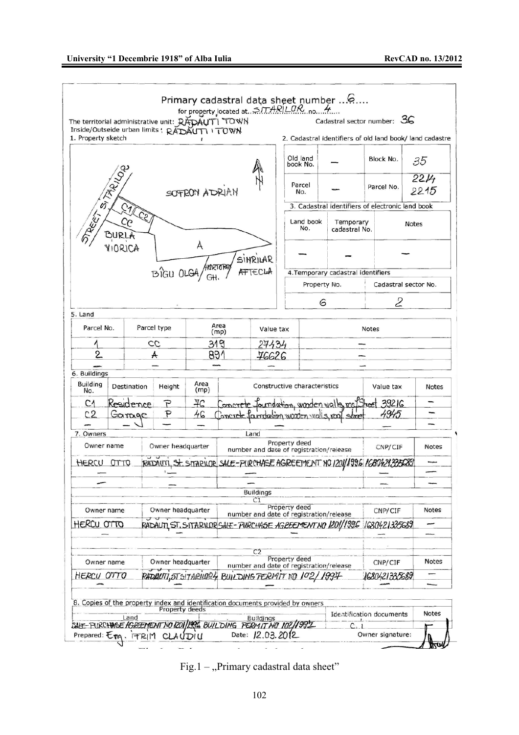# Primary cadastral data sheet number ...6....

for property located at...SITARILOR...no....4.....

The territorial administrative unit: RĂDĂUŢI TOWN

Cadastral sector number: 36

Inside/Outseide urban limits: RĂDĂUŢI TOWN

1. Property sketch

SOFRON ADRIAN

STREET SITARILOR

C1 C2

CC

BURLA VIORICA

A

SÎNRILAR AFTECLA

BÎGU OLGA / HORTOPAN GH.

N

2. Cadastral identifiers of old land book/ land cadastre

| Old land book No. | — | Block No. | 35 |
|---|---|---|---|
| Parcel No. | — | Parcel No. | 2214 2215 |

3. Cadastral identifiers of electronic land book

| Land book No. | Temporary cadastral No. | Notes |
|---|---|---|
| — | — | — |

4. Temporary cadastral identifiers

| Property No. | Cadastral sector No. |
|---|---|
| 6 | 2 |

5. Land

| Parcel No. | Parcel type | Area (mp) | Value tax | Notes |
|---|---|---|---|---|
| 1 | CC | 319 | 27434 | — |
| 2 | A | 891 | 76626 | — |
| — | — | — | — | — |

6. Buildings

| Building No. | Destination | Height | Area (mp) | Constructive characteristics | Value tax | Notes |
|---|---|---|---|---|---|---|
| C1 | Residence | P | 76 | Concrete foundation, wooden walls, roof sheet | 39216 | — |
| C2 | Garage | P | 46 | Concrete foundation wooden walls, roof sheet | 4945 | — |
| — | — | — | — | — | — | — |

7. Owners

Land

| Owner name | Owner headquarter | Property deed number and date of registration/release | CNP/CIF | Notes |
|---|---|---|---|---|
| HERCU OTTO | RADAUTI, St. SITARILOR | SALE-PURCHASE AGREEMENT NO 1201/1996 | 1680421335689 | — |
| — | — | — | — | — |
| — | — | — | — | — |

Buildings

C1

| Owner name | Owner headquarter | Property deed number and date of registration/release | CNP/CIF | Notes |
|---|---|---|---|---|
| HERCU OTTO | RADAUTI, ST. SITARILOR | SALE-PURCHASE AGREEMENT NO 1201/1996 | 1680421335689 | — |
| — | | — | — | — |

C2

| Owner name | Owner headquarter | Property deed number and date of registration/release | CNP/CIF | Notes |
|---|---|---|---|---|
| HERCU OTTO | RADAUTI, ST SITARILOR 4 | BUILDING PERMIT NO 102/1997 | 1680421335689 | — |
| — | — | — | — | — |

8. Copies of the property index and identification documents provided by owners

| Property deeds – Land | Property deeds – Buildings | Identification documents | Notes |
|---|---|---|---|
| SALE-PURCHASE AGREEMENT NO 1201/1996 | BUILDING PERMIT NO 102/1997 | C. I | |

Prepared: Eng. ITRIM CLAUDIU    Date: 12.03.2012    Owner signature:

Fig.1 – „Primary cadastral data sheet"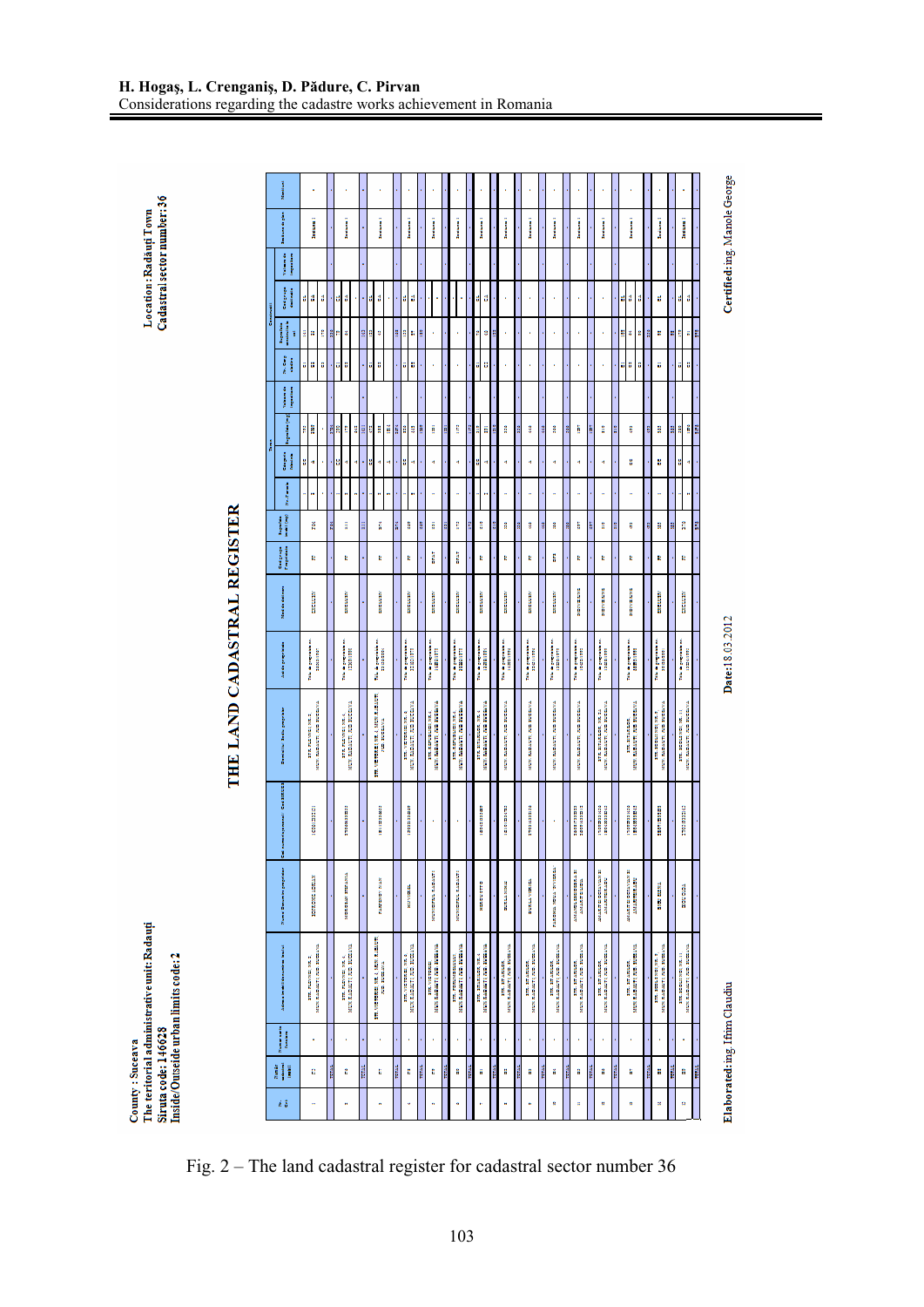County : Suceava
The territorial administrative unit: Radauti
Siruta code: 146628
Inside/Outside urban limits code: 2

Location: Radauti Town
Cadastral sector number: 36

# THE LAND CADASTRAL REGISTER

Elaborated: ing. Ifrim Claudiu

Date: 18.03.2012

Certified: ing. Manole George

Fig. 2 – The land cadastral register for cadastral sector number 36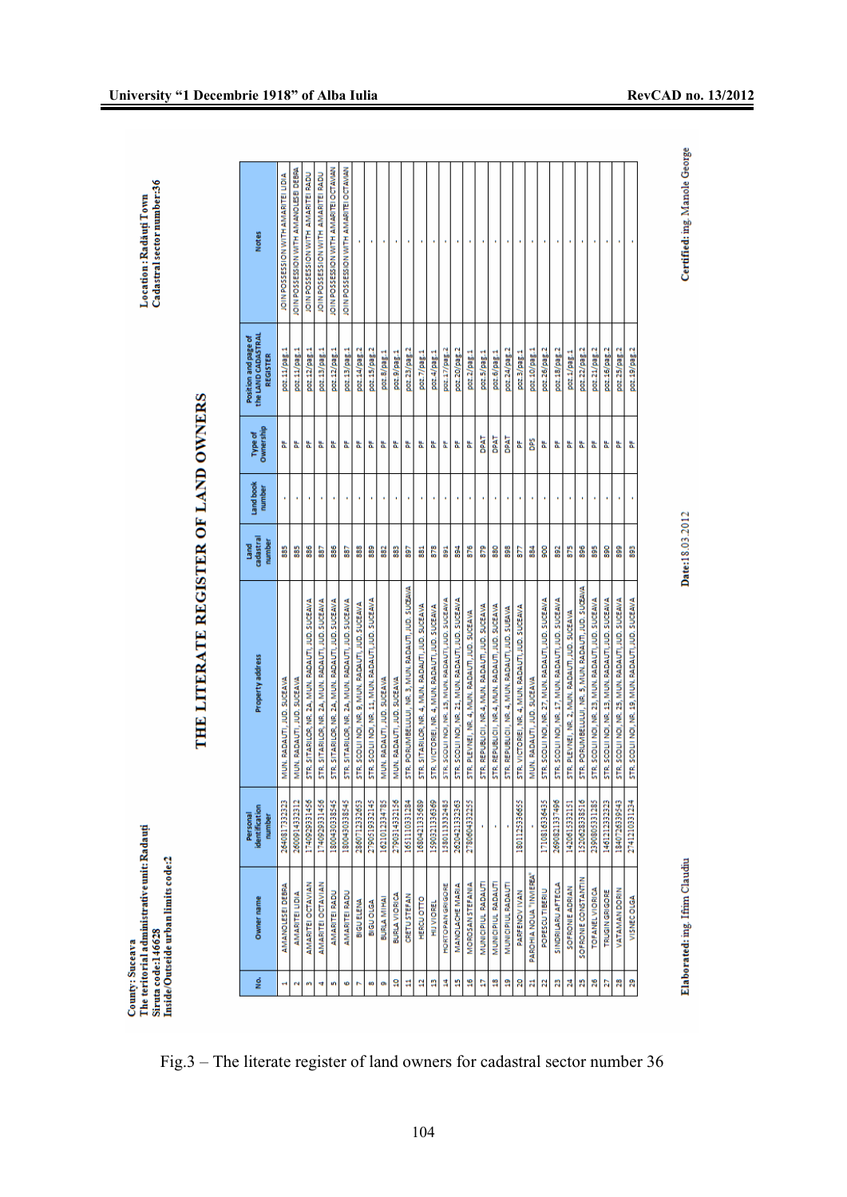County: Suceava
The teritorial administrative unit: Radauti
Siruta code:146628
Inside/Outside urban limits code:2

Location: Radauti Town
Cadastral sector number:36

# THE LITERATE REGISTER OF LAND OWNERS

| No. | Owner name | Personal identification number | Property address | Land cadastral number | Land book number | Type of Ownership | Position and page of the LAND CADASTRAL REGISTER | Notes |
|---|---|---|---|---|---|---|---|---|
| 1 | AMANOLESEI DEBRA | 2640817332323 | MUN. RADAUTI, JUD. SUCEAVA | 885 | - | PF | poz.11/pag.1 | JOIN POSSESSION WITH AMARITEI LIDIA |
| 2 | AMARITEI LIDIA | 2600914332312 | MUN. RADAUTI, JUD. SUCEAVA | 885 | - | PF | poz.11/pag.1 | JOIN POSSESSION WITH AMANOLESEI DEBRA |
| 3 | AMARITEI OCTAVIAN | 1740929331456 | STR. SITARILOR, NR. 2A, MUN. RADAUTI, JUD. SUCEAVA | 886 | - | PF | poz.12/pag.1 | JOIN POSSESSION WITH AMARITEI RADU |
| 4 | AMARITEI OCTAVIAN | 1740929331456 | STR. SITARILOR, NR. 2A, MUN. RADAUTI, JUD. SUCEAVA | 887 | - | PF | poz.13/pag.1 | JOIN POSSESSION WITH AMARITEI RADU |
| 5 | AMARITEI RADU | 1800430338545 | STR. SITARILOR, NR. 2A, MUN. RADAUTI, JUD. SUCEAVA | 886 | - | PF | poz.12/pag.1 | JOIN POSSESSION WITH AMARITEI OCTAVIAN |
| 6 | AMARITEI RADU | 1800430338545 | STR. SITARILOR, NR. 2A, MUN. RADAUTI, JUD. SUCEAVA | 887 | - | PF | poz.13/pag.1 | JOIN POSSESSION WITH AMARITEI OCTAVIAN |
| 7 | BIGU ELENA | 2860712332653 | STR. SCOLII NOI, NR. 9, MUN. RADAUTI, JUD. SUCEAVA | 888 | - | PF | poz.14/pag.2 | - |
| 8 | BIGU OLGA | 2790519332145 | STR. SCOLII NOI, NR. 11, MUN. RADAUTI, JUD. SUCEAVA | 889 | - | PF | poz.15/pag.2 | - |
| 9 | BURLA MIHAI | 1621012334785 | MUN. RADAUTI, JUD. SUCEAVA | 882 | - | PF | poz.8/pag.1 | - |
| 10 | BURLA VIORICA | 2790314332156 | MUN. RADAUTI, JUD. SUCEAVA | 883 | - | PF | poz.9/pag.1 | - |
| 11 | CRETU STEFAN | 1651110331284 | STR. PORUMBELULUI, NR. 3, MUN. RADAUTI, JUD. SUCEAVA | 897 | - | PF | poz.23/pag.2 | - |
| 12 | HERCIU OTTO | 1680421335689 | STR. SITARILOR, NR. 4, MUN. RADAUTI, JUD. SUCEAVA | 881 | - | PF | poz.7/pag.1 | - |
| 13 | HUI VIOREL | 1590321336369 | STR. VICTORIEI, NR. 4, MUN. RADAUTI, JUD. SUCEAVA | 878 | - | PF | poz.4/pag.1 | - |
| 14 | HORTOPAN GRIGORE | 1580113332485 | STR. SCOLII NOI, NR. 15, MUN. RADAUTI, JUD. SUCEAVA | 891 | - | PF | poz.17/pag.2 | - |
| 15 | MANOLACHE MARIA | 2620421332363 | STR. SCOLII NOI, NR. 21, MUN. RADAUTI, JUD. SUCEAVA | 894 | - | PF | poz.20/pag.2 | - |
| 16 | MOROSAN STEFANIA | 2780604332255 | STR. PLEVNEI, NR. 4, MUN. RADAUTI, JUD. SUCEAVA | 876 | - | PF | poz.2/pag.1 | - |
| 17 | MUNICIPIUL RADAUTI | - | STR. REPUBLICII, NR.4, MUN. RADAUTI, JUD. SUCEAVA | 879 | - | DPAT | poz.5/pag.1 | - |
| 18 | MUNICIPIUL RADAUTI | - | STR. REPUBLICII, NR.4, MUN. RADAUTI, JUD. SUCEAVA | 880 | - | DPAT | poz.6/pag.1 | - |
| 19 | MUNICIPIUL RADAUTI | - | STR. REPUBLICII, NR. 4, MUN. RADAUTI, JUD. SUEAVA | 898 | - | DPAT | poz.24/pag.2 | - |
| 20 | PARFENOV IVAN | 1801125336655 | STR. VICTORIEI, NR. 4, MUN. RADAUTI, JUD. SUCEAVA | 877 | - | PF | poz.3/pag.1 | - |
| 21 | PAROHIA NOUA "INVIEREA" | - | MUN. RADAUTI, JUD. SUCEAVA | 884 | - | DPS | poz.10/pag.1 | - |
| 22 | POPESCU TIBERIU | 1710816336435 | STR. SCOLII NOI, NR. 27, MUN. RADAUTI, JUD. SUCEAVA | 900 | - | PF | poz.26/pag.2 | - |
| 23 | SINDRILARU AFTECLA | 2690821337496 | STR. SCOLII NOI, NR. 17, MUN. RADAUTI, JUD. SUCEAVA | 892 | - | PF | poz.18/pag.2 | - |
| 24 | SOFRONIE ADRIAN | 1420615332151 | STR. PLEVNEI, NR. 2, MUN. RADAUTI, JUD. SUCEAVA | 875 | - | PF | poz.1/pag.1 | - |
| 25 | SOFRONIE CONSTANTIN | 1520628338516 | STR. PORUMBELULUI, NR. 5, MUN. RADAUTI, JUD. SUCEAVA | 896 | - | PF | poz.22/pag.2 | - |
| 26 | TOFANEL VIORICA | 2390805331285 | STR. SCOLII NOI, NR. 23, MUN. RADAUTI, JUD. SUCEAVA | 895 | - | PF | poz.21/pag.2 | - |
| 27 | TRUGIN GRIGORE | 1461212332323 | STR. SCOLII NOI, NR. 13, MUN. RADAUTI, JUD. SUCEAVA | 890 | - | PF | poz.16/pag.2 | - |
| 28 | VATAMAN DORIN | 1840726339543 | STR. SCOLII NOI, NR. 25, MUN. RADAUTI, JUD. SUCEAVA | 899 | - | PF | poz.25/pag.2 | - |
| 29 | VISNEC OLGA | 2741210331234 | STR. SCOLII NOI, NR. 19, MUN. RADAUTI, JUD. SUCEAVA | 893 | - | PF | poz.19/pag.2 | - |

Elaborated: ing. Ifrim Claudiu

Date:18.03.2012

Certified: ing. Manole George

Fig.3 – The literate register of land owners for cadastral sector number 36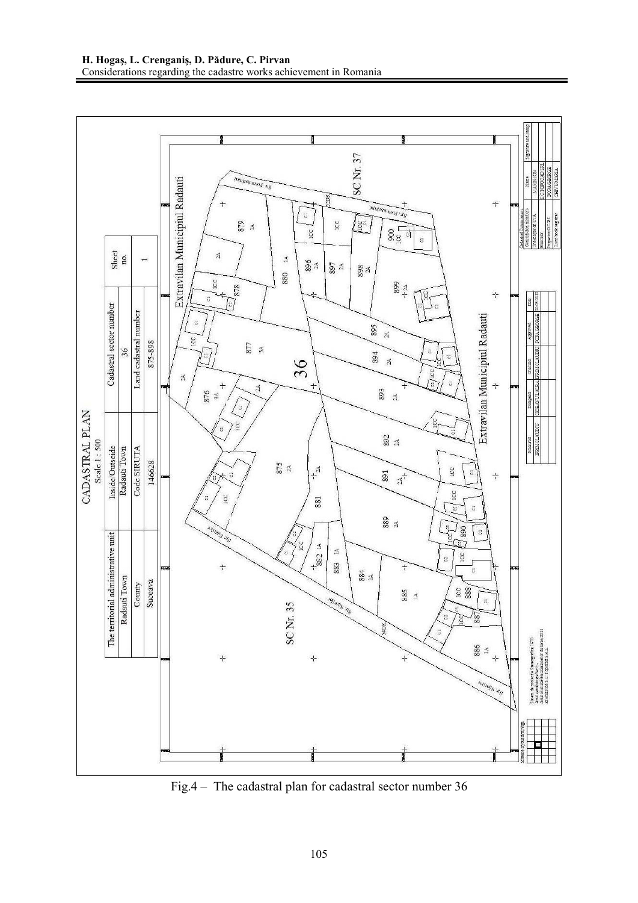# CADASTRAL PLAN

Scale 1 : 500

| The territorial administrative unit | Inside/Outside | Cadastral sector number | Sheet no. |
|---|---|---|---|
| Radauti Town | Radauti Town | 36 | 1 |
| County | Code SIRUTA | Land cadastral number | |
| Suceava | 146628 | 875-898 | |

Fig.4 – The cadastral plan for cadastral sector number 36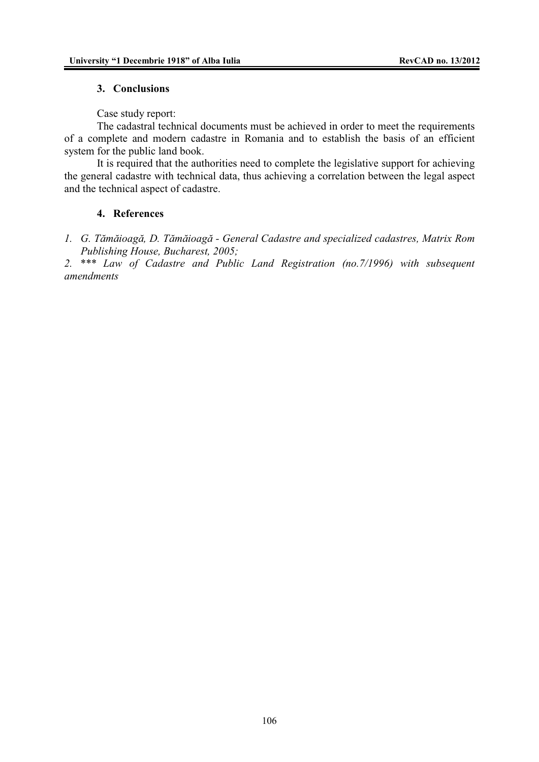## 3. Conclusions

Case study report:

The cadastral technical documents must be achieved in order to meet the requirements of a complete and modern cadastre in Romania and to establish the basis of an efficient system for the public land book.

It is required that the authorities need to complete the legislative support for achieving the general cadastre with technical data, thus achieving a correlation between the legal aspect and the technical aspect of cadastre.

## 4. References

1. *G. Tămăioagă, D. Tămăioagă - General Cadastre and specialized cadastres, Matrix Rom Publishing House, Bucharest, 2005;*
2. *\*\*\* Law of Cadastre and Public Land Registration (no.7/1996) with subsequent amendments*